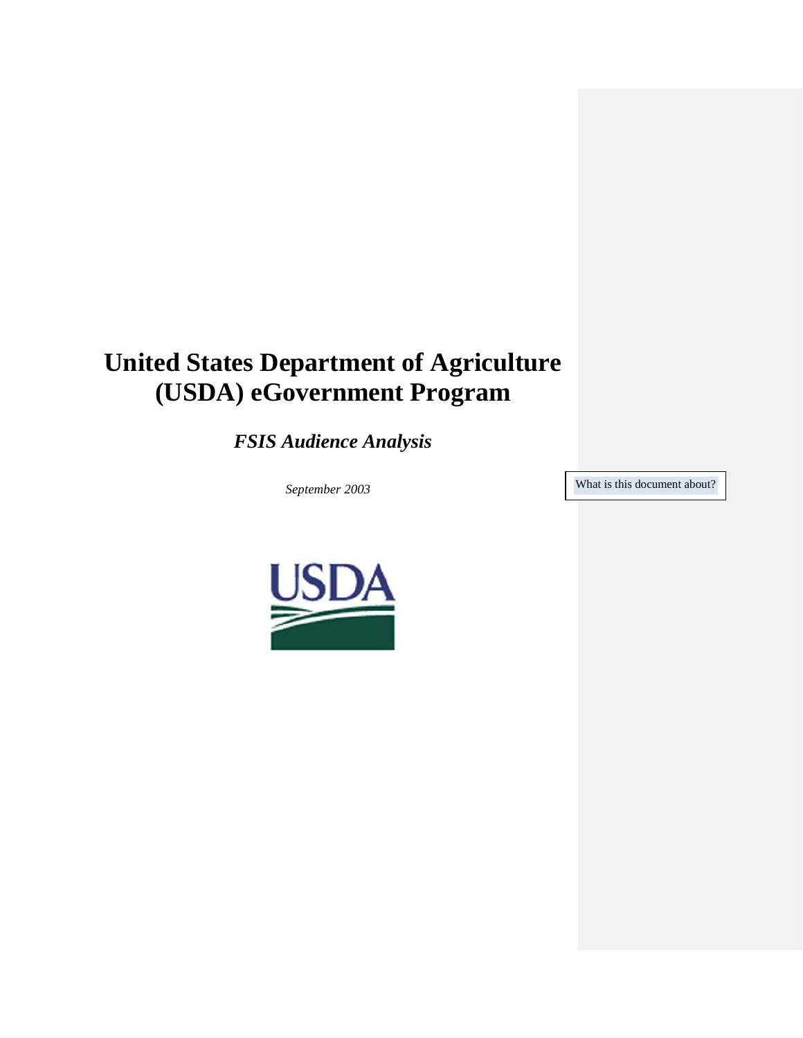# United States Department of Agriculture (USDA) eGovernment Program

## *FSIS Audience Analysis*

*September 2003*

What is this document about?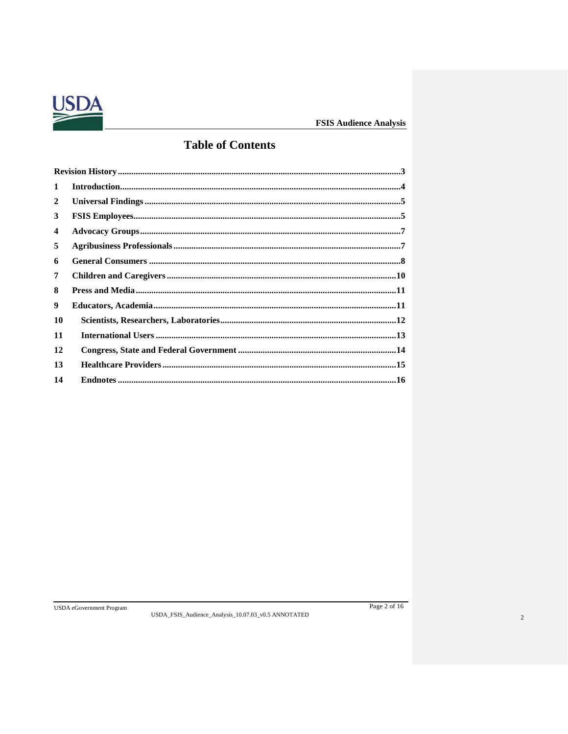# Table of Contents

| | | |
|---|---|---|
| Revision History | | 3 |
| 1 | Introduction | 4 |
| 2 | Universal Findings | 5 |
| 3 | FSIS Employees | 5 |
| 4 | Advocacy Groups | 7 |
| 5 | Agribusiness Professionals | 7 |
| 6 | General Consumers | 8 |
| 7 | Children and Caregivers | 10 |
| 8 | Press and Media | 11 |
| 9 | Educators, Academia | 11 |
| 10 | Scientists, Researchers, Laboratories | 12 |
| 11 | International Users | 13 |
| 12 | Congress, State and Federal Government | 14 |
| 13 | Healthcare Providers | 15 |
| 14 | Endnotes | 16 |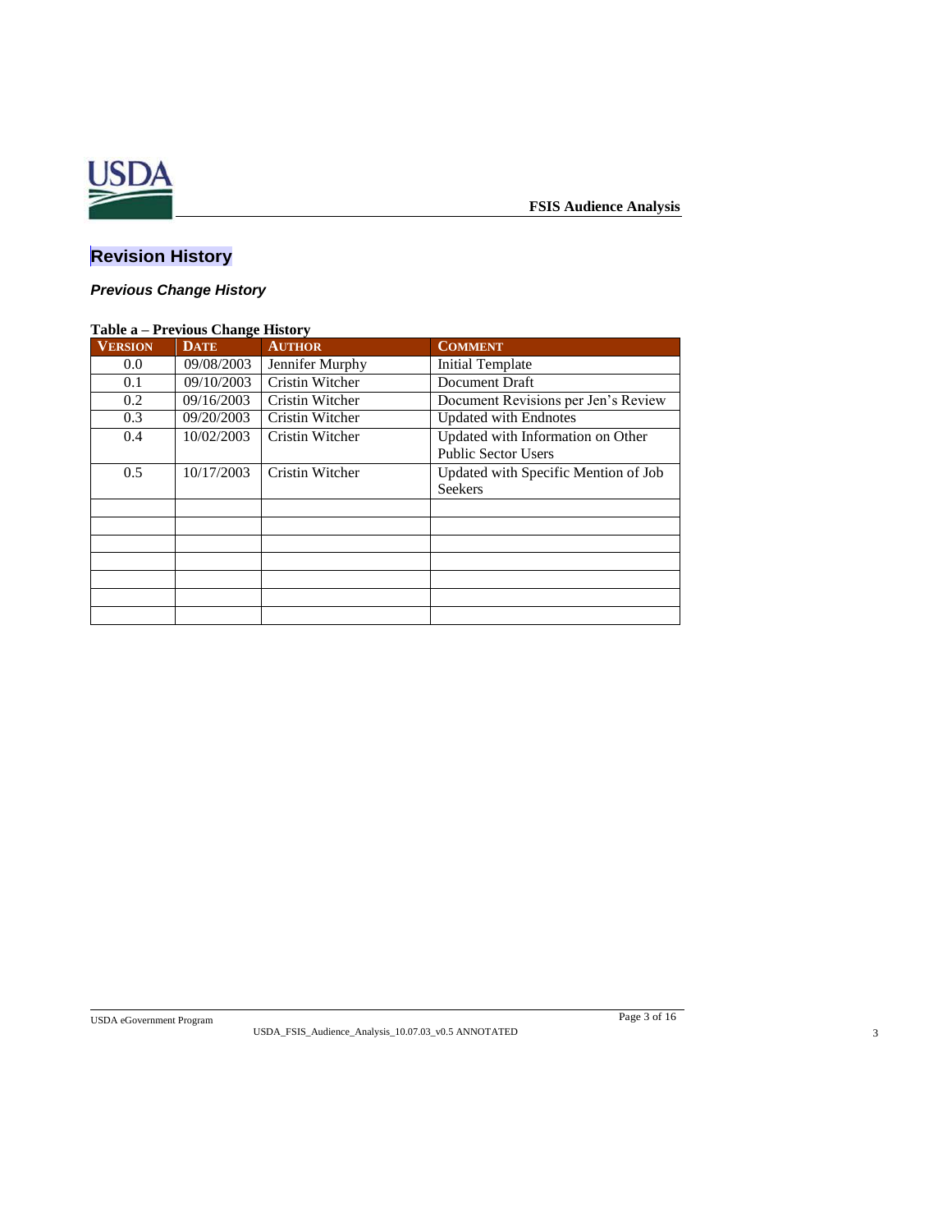# Revision History

### *Previous Change History*

**Table a – Previous Change History**

| VERSION | DATE | AUTHOR | COMMENT |
|---|---|---|---|
| 0.0 | 09/08/2003 | Jennifer Murphy | Initial Template |
| 0.1 | 09/10/2003 | Cristin Witcher | Document Draft |
| 0.2 | 09/16/2003 | Cristin Witcher | Document Revisions per Jen's Review |
| 0.3 | 09/20/2003 | Cristin Witcher | Updated with Endnotes |
| 0.4 | 10/02/2003 | Cristin Witcher | Updated with Information on Other Public Sector Users |
| 0.5 | 10/17/2003 | Cristin Witcher | Updated with Specific Mention of Job Seekers |
| | | | |
| | | | |
| | | | |
| | | | |
| | | | |
| | | | |
| | | | |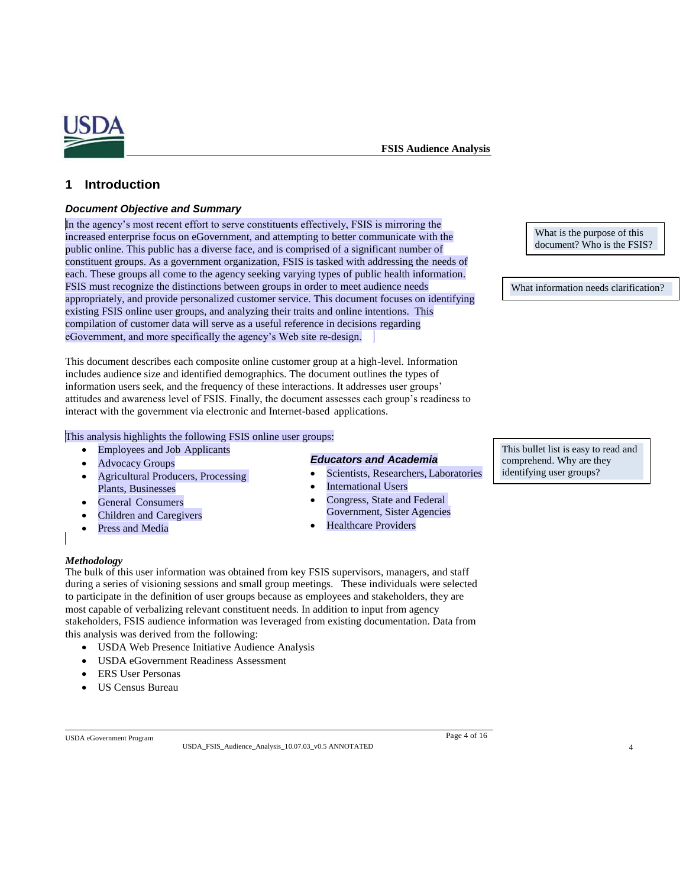## 1 Introduction

### *Document Objective and Summary*

In the agency's most recent effort to serve constituents effectively, FSIS is mirroring the increased enterprise focus on eGovernment, and attempting to better communicate with the public online. This public has a diverse face, and is comprised of a significant number of constituent groups. As a government organization, FSIS is tasked with addressing the needs of each. These groups all come to the agency seeking varying types of public health information. FSIS must recognize the distinctions between groups in order to meet audience needs appropriately, and provide personalized customer service. This document focuses on identifying existing FSIS online user groups, and analyzing their traits and online intentions. This compilation of customer data will serve as a useful reference in decisions regarding eGovernment, and more specifically the agency's Web site re-design.

> What is the purpose of this document? Who is the FSIS?

> What information needs clarification?

This document describes each composite online customer group at a high-level. Information includes audience size and identified demographics. The document outlines the types of information users seek, and the frequency of these interactions. It addresses user groups' attitudes and awareness level of FSIS. Finally, the document assesses each group's readiness to interact with the government via electronic and Internet-based applications.

This analysis highlights the following FSIS online user groups:

- Employees and Job Applicants
- Advocacy Groups
- Agricultural Producers, Processing Plants, Businesses
- General Consumers
- Children and Caregivers
- Press and Media

***Educators and Academia***

- Scientists, Researchers, Laboratories
- International Users
- Congress, State and Federal Government, Sister Agencies
- Healthcare Providers

> This bullet list is easy to read and comprehend. Why are they identifying user groups?

***Methodology***

The bulk of this user information was obtained from key FSIS supervisors, managers, and staff during a series of visioning sessions and small group meetings. These individuals were selected to participate in the definition of user groups because as employees and stakeholders, they are most capable of verbalizing relevant constituent needs. In addition to input from agency stakeholders, FSIS audience information was leveraged from existing documentation. Data from this analysis was derived from the following:

- USDA Web Presence Initiative Audience Analysis
- USDA eGovernment Readiness Assessment
- ERS User Personas
- US Census Bureau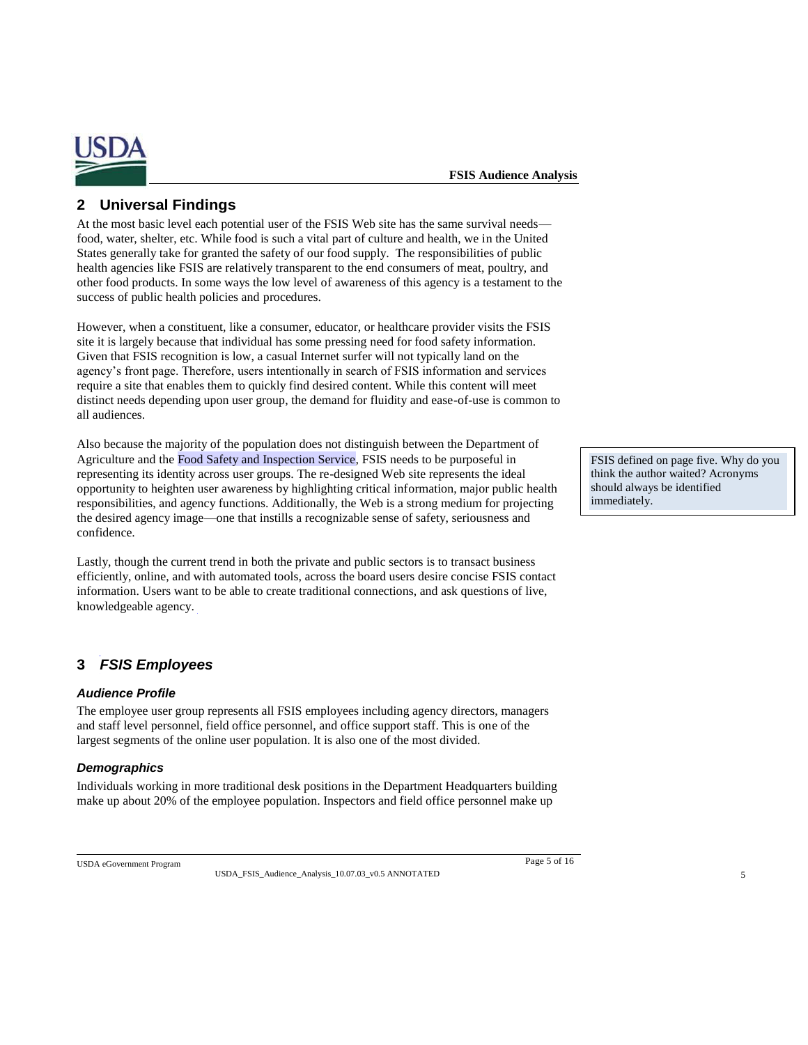## 2 Universal Findings

At the most basic level each potential user of the FSIS Web site has the same survival needs—food, water, shelter, etc. While food is such a vital part of culture and health, we in the United States generally take for granted the safety of our food supply. The responsibilities of public health agencies like FSIS are relatively transparent to the end consumers of meat, poultry, and other food products. In some ways the low level of awareness of this agency is a testament to the success of public health policies and procedures.

However, when a constituent, like a consumer, educator, or healthcare provider visits the FSIS site it is largely because that individual has some pressing need for food safety information. Given that FSIS recognition is low, a casual Internet surfer will not typically land on the agency's front page. Therefore, users intentionally in search of FSIS information and services require a site that enables them to quickly find desired content. While this content will meet distinct needs depending upon user group, the demand for fluidity and ease-of-use is common to all audiences.

Also because the majority of the population does not distinguish between the Department of Agriculture and the Food Safety and Inspection Service, FSIS needs to be purposeful in representing its identity across user groups. The re-designed Web site represents the ideal opportunity to heighten user awareness by highlighting critical information, major public health responsibilities, and agency functions. Additionally, the Web is a strong medium for projecting the desired agency image—one that instills a recognizable sense of safety, seriousness and confidence.

> FSIS defined on page five. Why do you think the author waited? Acronyms should always be identified immediately.

Lastly, though the current trend in both the private and public sectors is to transact business efficiently, online, and with automated tools, across the board users desire concise FSIS contact information. Users want to be able to create traditional connections, and ask questions of live, knowledgeable agency.

## 3 *FSIS Employees*

### *Audience Profile*

The employee user group represents all FSIS employees including agency directors, managers and staff level personnel, field office personnel, and office support staff. This is one of the largest segments of the online user population. It is also one of the most divided.

### *Demographics*

Individuals working in more traditional desk positions in the Department Headquarters building make up about 20% of the employee population. Inspectors and field office personnel make up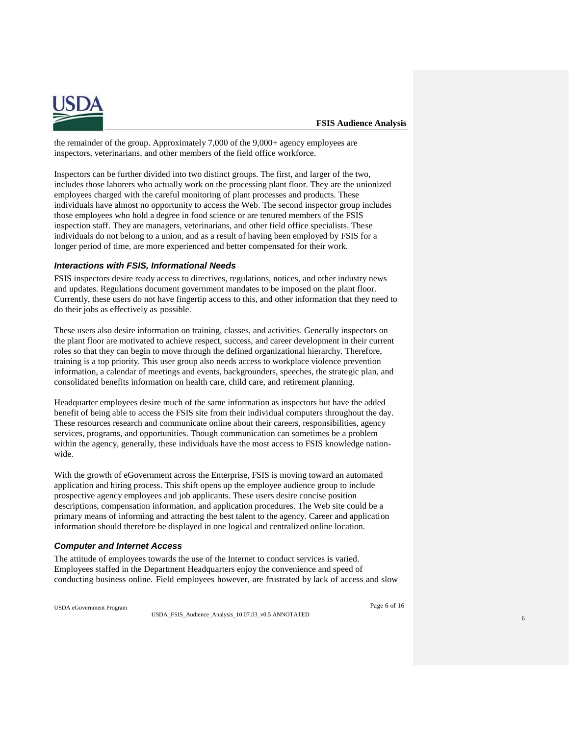the remainder of the group. Approximately 7,000 of the 9,000+ agency employees are inspectors, veterinarians, and other members of the field office workforce.

Inspectors can be further divided into two distinct groups. The first, and larger of the two, includes those laborers who actually work on the processing plant floor. They are the unionized employees charged with the careful monitoring of plant processes and products. These individuals have almost no opportunity to access the Web. The second inspector group includes those employees who hold a degree in food science or are tenured members of the FSIS inspection staff. They are managers, veterinarians, and other field office specialists. These individuals do not belong to a union, and as a result of having been employed by FSIS for a longer period of time, are more experienced and better compensated for their work.

### *Interactions with FSIS, Informational Needs*

FSIS inspectors desire ready access to directives, regulations, notices, and other industry news and updates. Regulations document government mandates to be imposed on the plant floor. Currently, these users do not have fingertip access to this, and other information that they need to do their jobs as effectively as possible.

These users also desire information on training, classes, and activities. Generally inspectors on the plant floor are motivated to achieve respect, success, and career development in their current roles so that they can begin to move through the defined organizational hierarchy. Therefore, training is a top priority. This user group also needs access to workplace violence prevention information, a calendar of meetings and events, backgrounders, speeches, the strategic plan, and consolidated benefits information on health care, child care, and retirement planning.

Headquarter employees desire much of the same information as inspectors but have the added benefit of being able to access the FSIS site from their individual computers throughout the day. These resources research and communicate online about their careers, responsibilities, agency services, programs, and opportunities. Though communication can sometimes be a problem within the agency, generally, these individuals have the most access to FSIS knowledge nation-wide.

With the growth of eGovernment across the Enterprise, FSIS is moving toward an automated application and hiring process. This shift opens up the employee audience group to include prospective agency employees and job applicants. These users desire concise position descriptions, compensation information, and application procedures. The Web site could be a primary means of informing and attracting the best talent to the agency. Career and application information should therefore be displayed in one logical and centralized online location.

### *Computer and Internet Access*

The attitude of employees towards the use of the Internet to conduct services is varied. Employees staffed in the Department Headquarters enjoy the convenience and speed of conducting business online. Field employees however, are frustrated by lack of access and slow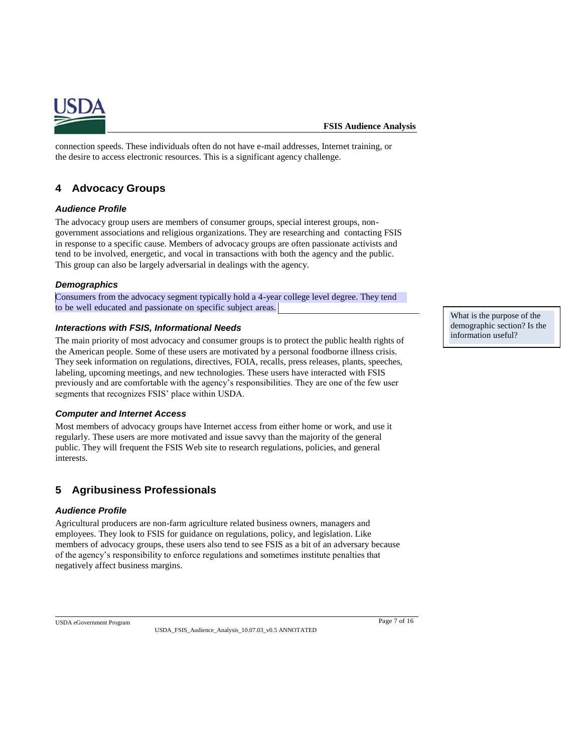connection speeds. These individuals often do not have e-mail addresses, Internet training, or the desire to access electronic resources. This is a significant agency challenge.

## 4 Advocacy Groups

### *Audience Profile*

The advocacy group users are members of consumer groups, special interest groups, non-government associations and religious organizations. They are researching and contacting FSIS in response to a specific cause. Members of advocacy groups are often passionate activists and tend to be involved, energetic, and vocal in transactions with both the agency and the public. This group can also be largely adversarial in dealings with the agency.

### *Demographics*

Consumers from the advocacy segment typically hold a 4-year college level degree. They tend to be well educated and passionate on specific subject areas.

> What is the purpose of the demographic section? Is the information useful?

### *Interactions with FSIS, Informational Needs*

The main priority of most advocacy and consumer groups is to protect the public health rights of the American people. Some of these users are motivated by a personal foodborne illness crisis. They seek information on regulations, directives, FOIA, recalls, press releases, plants, speeches, labeling, upcoming meetings, and new technologies. These users have interacted with FSIS previously and are comfortable with the agency's responsibilities. They are one of the few user segments that recognizes FSIS' place within USDA.

### *Computer and Internet Access*

Most members of advocacy groups have Internet access from either home or work, and use it regularly. These users are more motivated and issue savvy than the majority of the general public. They will frequent the FSIS Web site to research regulations, policies, and general interests.

## 5 Agribusiness Professionals

### *Audience Profile*

Agricultural producers are non-farm agriculture related business owners, managers and employees. They look to FSIS for guidance on regulations, policy, and legislation. Like members of advocacy groups, these users also tend to see FSIS as a bit of an adversary because of the agency's responsibility to enforce regulations and sometimes institute penalties that negatively affect business margins.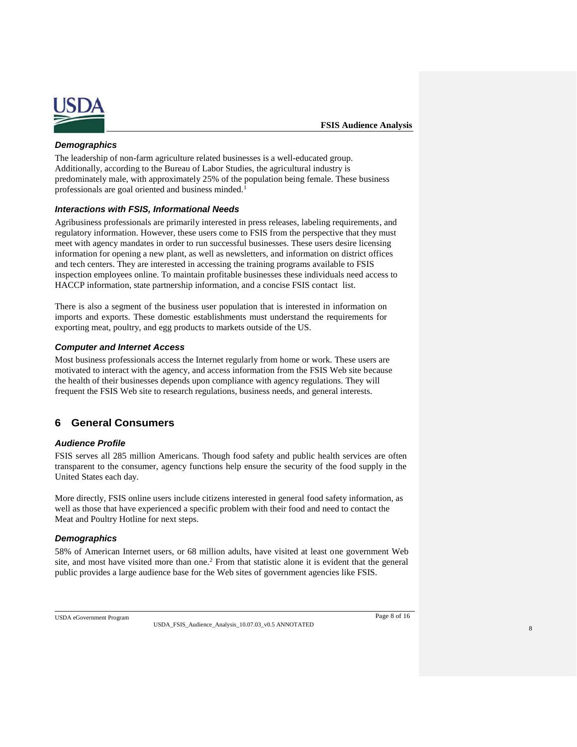### *Demographics*

The leadership of non-farm agriculture related businesses is a well-educated group. Additionally, according to the Bureau of Labor Studies, the agricultural industry is predominately male, with approximately 25% of the population being female. These business professionals are goal oriented and business minded.[1]

### *Interactions with FSIS, Informational Needs*

Agribusiness professionals are primarily interested in press releases, labeling requirements, and regulatory information. However, these users come to FSIS from the perspective that they must meet with agency mandates in order to run successful businesses. These users desire licensing information for opening a new plant, as well as newsletters, and information on district offices and tech centers. They are interested in accessing the training programs available to FSIS inspection employees online. To maintain profitable businesses these individuals need access to HACCP information, state partnership information, and a concise FSIS contact list.

There is also a segment of the business user population that is interested in information on imports and exports. These domestic establishments must understand the requirements for exporting meat, poultry, and egg products to markets outside of the US.

### *Computer and Internet Access*

Most business professionals access the Internet regularly from home or work. These users are motivated to interact with the agency, and access information from the FSIS Web site because the health of their businesses depends upon compliance with agency regulations. They will frequent the FSIS Web site to research regulations, business needs, and general interests.

## 6 General Consumers

### *Audience Profile*

FSIS serves all 285 million Americans. Though food safety and public health services are often transparent to the consumer, agency functions help ensure the security of the food supply in the United States each day.

More directly, FSIS online users include citizens interested in general food safety information, as well as those that have experienced a specific problem with their food and need to contact the Meat and Poultry Hotline for next steps.

### *Demographics*

58% of American Internet users, or 68 million adults, have visited at least one government Web site, and most have visited more than one.[2] From that statistic alone it is evident that the general public provides a large audience base for the Web sites of government agencies like FSIS.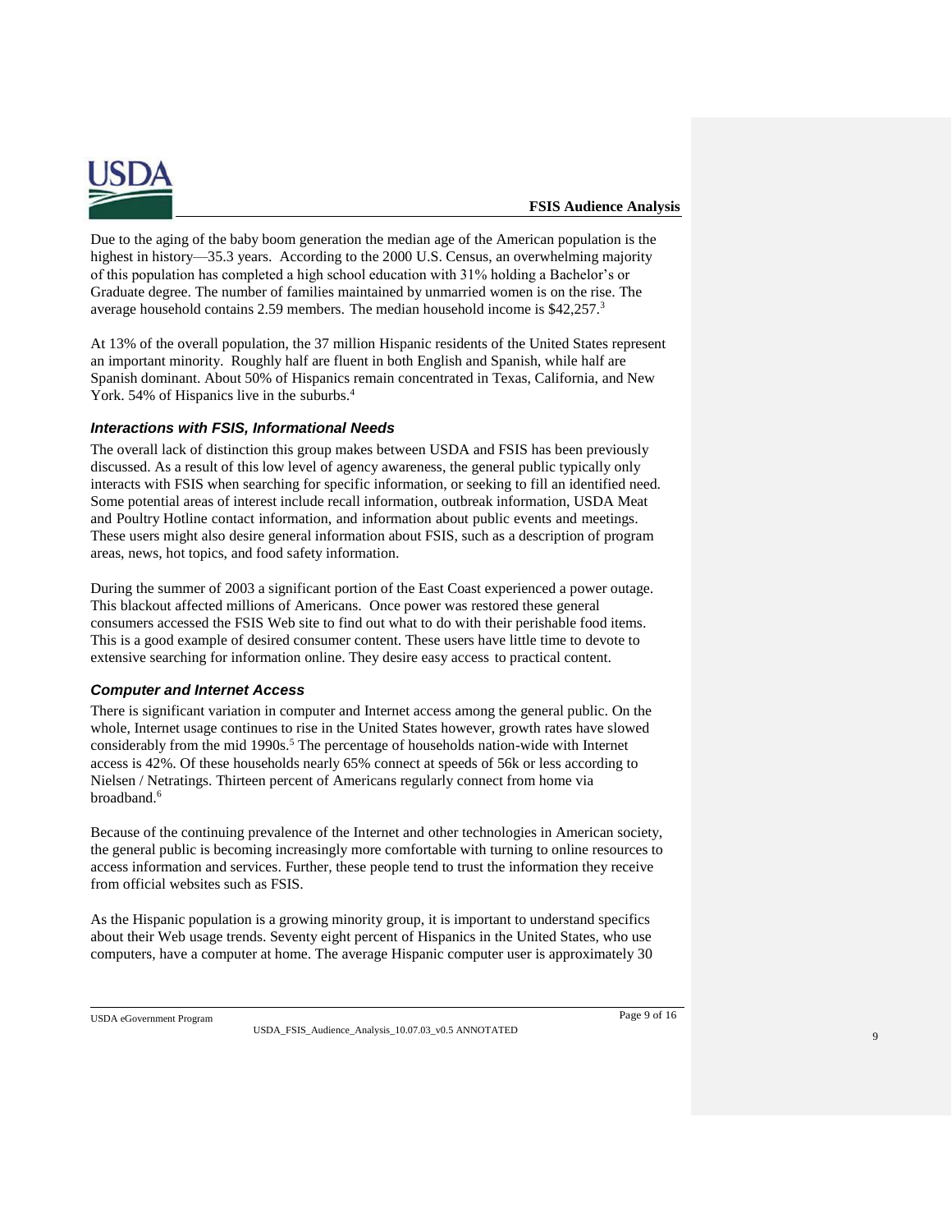Due to the aging of the baby boom generation the median age of the American population is the highest in history—35.3 years. According to the 2000 U.S. Census, an overwhelming majority of this population has completed a high school education with 31% holding a Bachelor's or Graduate degree. The number of families maintained by unmarried women is on the rise. The average household contains 2.59 members. The median household income is $42,257.[3]

At 13% of the overall population, the 37 million Hispanic residents of the United States represent an important minority. Roughly half are fluent in both English and Spanish, while half are Spanish dominant. About 50% of Hispanics remain concentrated in Texas, California, and New York. 54% of Hispanics live in the suburbs.[4]

### *Interactions with FSIS, Informational Needs*

The overall lack of distinction this group makes between USDA and FSIS has been previously discussed. As a result of this low level of agency awareness, the general public typically only interacts with FSIS when searching for specific information, or seeking to fill an identified need. Some potential areas of interest include recall information, outbreak information, USDA Meat and Poultry Hotline contact information, and information about public events and meetings. These users might also desire general information about FSIS, such as a description of program areas, news, hot topics, and food safety information.

During the summer of 2003 a significant portion of the East Coast experienced a power outage. This blackout affected millions of Americans. Once power was restored these general consumers accessed the FSIS Web site to find out what to do with their perishable food items. This is a good example of desired consumer content. These users have little time to devote to extensive searching for information online. They desire easy access to practical content.

### *Computer and Internet Access*

There is significant variation in computer and Internet access among the general public. On the whole, Internet usage continues to rise in the United States however, growth rates have slowed considerably from the mid 1990s.[5] The percentage of households nation-wide with Internet access is 42%. Of these households nearly 65% connect at speeds of 56k or less according to Nielsen / Netratings. Thirteen percent of Americans regularly connect from home via broadband.[6]

Because of the continuing prevalence of the Internet and other technologies in American society, the general public is becoming increasingly more comfortable with turning to online resources to access information and services. Further, these people tend to trust the information they receive from official websites such as FSIS.

As the Hispanic population is a growing minority group, it is important to understand specifics about their Web usage trends. Seventy eight percent of Hispanics in the United States, who use computers, have a computer at home. The average Hispanic computer user is approximately 30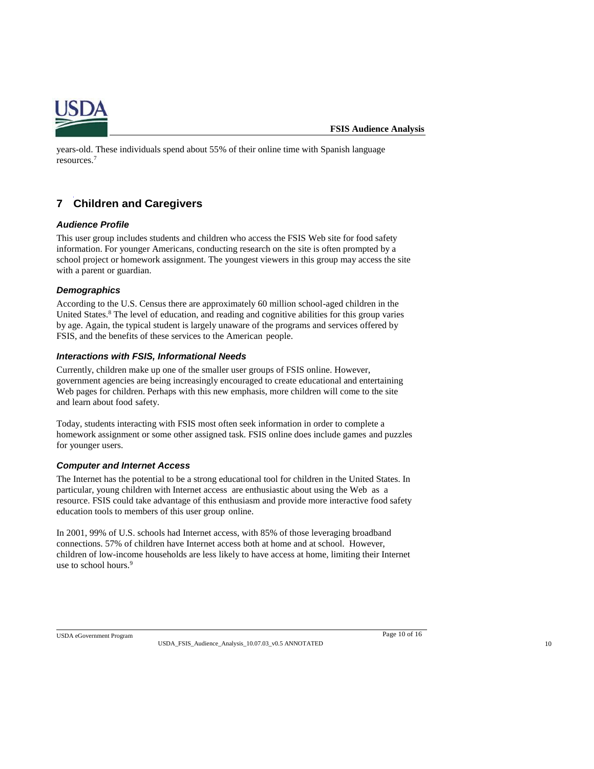years-old. These individuals spend about 55% of their online time with Spanish language resources.[7]

## 7 Children and Caregivers

### Audience Profile

This user group includes students and children who access the FSIS Web site for food safety information. For younger Americans, conducting research on the site is often prompted by a school project or homework assignment. The youngest viewers in this group may access the site with a parent or guardian.

### Demographics

According to the U.S. Census there are approximately 60 million school-aged children in the United States.[8] The level of education, and reading and cognitive abilities for this group varies by age. Again, the typical student is largely unaware of the programs and services offered by FSIS, and the benefits of these services to the American people.

### Interactions with FSIS, Informational Needs

Currently, children make up one of the smaller user groups of FSIS online. However, government agencies are being increasingly encouraged to create educational and entertaining Web pages for children. Perhaps with this new emphasis, more children will come to the site and learn about food safety.

Today, students interacting with FSIS most often seek information in order to complete a homework assignment or some other assigned task. FSIS online does include games and puzzles for younger users.

### Computer and Internet Access

The Internet has the potential to be a strong educational tool for children in the United States. In particular, young children with Internet access are enthusiastic about using the Web as a resource. FSIS could take advantage of this enthusiasm and provide more interactive food safety education tools to members of this user group online.

In 2001, 99% of U.S. schools had Internet access, with 85% of those leveraging broadband connections. 57% of children have Internet access both at home and at school. However, children of low-income households are less likely to have access at home, limiting their Internet use to school hours.[9]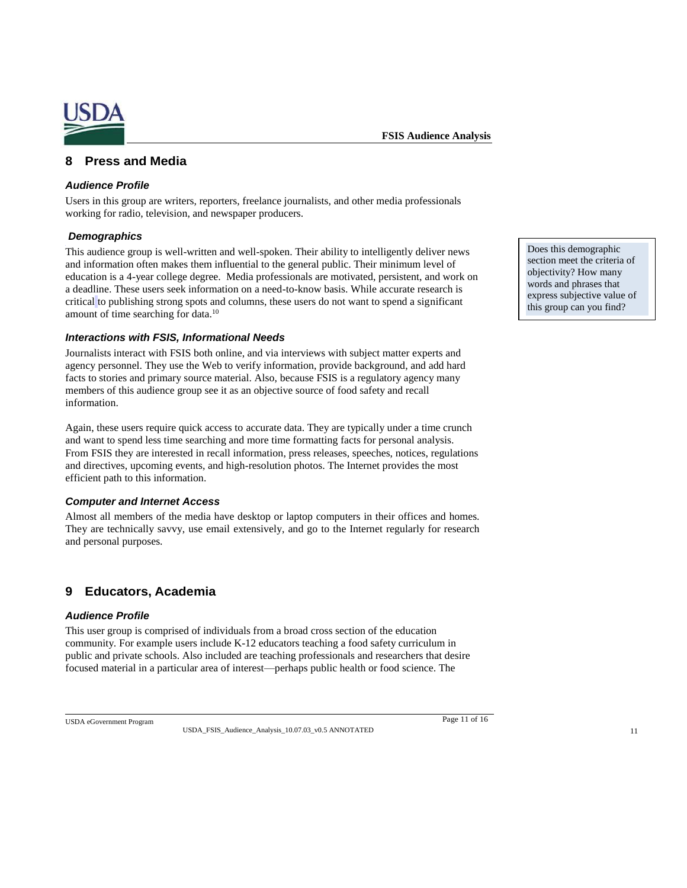## 8 Press and Media

### *Audience Profile*

Users in this group are writers, reporters, freelance journalists, and other media professionals working for radio, television, and newspaper producers.

### *Demographics*

This audience group is well-written and well-spoken. Their ability to intelligently deliver news and information often makes them influential to the general public. Their minimum level of education is a 4-year college degree. Media professionals are motivated, persistent, and work on a deadline. These users seek information on a need-to-know basis. While accurate research is critical to publishing strong spots and columns, these users do not want to spend a significant amount of time searching for data.[10]

> Does this demographic section meet the criteria of objectivity? How many words and phrases that express subjective value of this group can you find?

### *Interactions with FSIS, Informational Needs*

Journalists interact with FSIS both online, and via interviews with subject matter experts and agency personnel. They use the Web to verify information, provide background, and add hard facts to stories and primary source material. Also, because FSIS is a regulatory agency many members of this audience group see it as an objective source of food safety and recall information.

Again, these users require quick access to accurate data. They are typically under a time crunch and want to spend less time searching and more time formatting facts for personal analysis. From FSIS they are interested in recall information, press releases, speeches, notices, regulations and directives, upcoming events, and high-resolution photos. The Internet provides the most efficient path to this information.

### *Computer and Internet Access*

Almost all members of the media have desktop or laptop computers in their offices and homes. They are technically savvy, use email extensively, and go to the Internet regularly for research and personal purposes.

## 9 Educators, Academia

### *Audience Profile*

This user group is comprised of individuals from a broad cross section of the education community. For example users include K-12 educators teaching a food safety curriculum in public and private schools. Also included are teaching professionals and researchers that desire focused material in a particular area of interest—perhaps public health or food science. The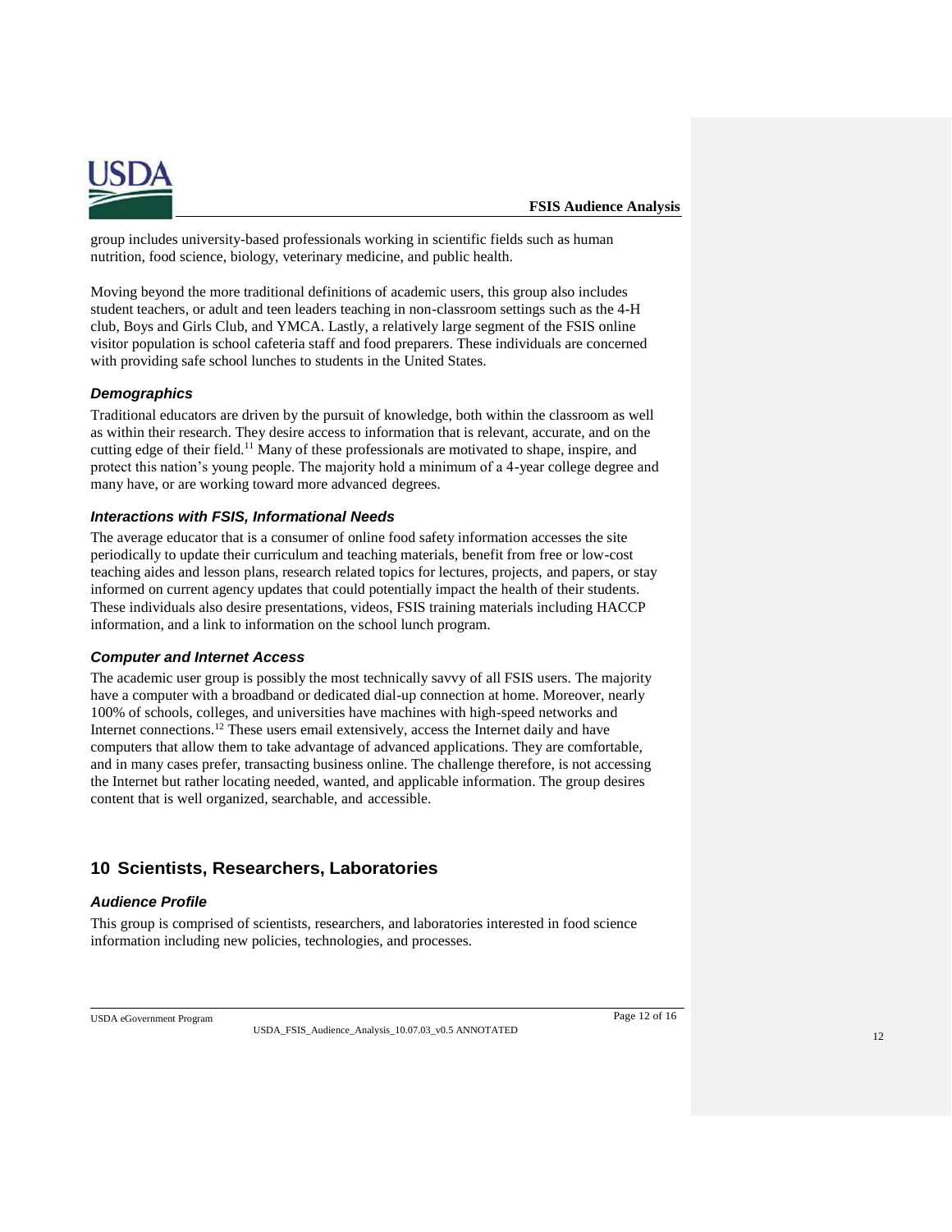group includes university-based professionals working in scientific fields such as human nutrition, food science, biology, veterinary medicine, and public health.

Moving beyond the more traditional definitions of academic users, this group also includes student teachers, or adult and teen leaders teaching in non-classroom settings such as the 4-H club, Boys and Girls Club, and YMCA. Lastly, a relatively large segment of the FSIS online visitor population is school cafeteria staff and food preparers. These individuals are concerned with providing safe school lunches to students in the United States.

### *Demographics*

Traditional educators are driven by the pursuit of knowledge, both within the classroom as well as within their research. They desire access to information that is relevant, accurate, and on the cutting edge of their field.[11] Many of these professionals are motivated to shape, inspire, and protect this nation's young people. The majority hold a minimum of a 4-year college degree and many have, or are working toward more advanced degrees.

### *Interactions with FSIS, Informational Needs*

The average educator that is a consumer of online food safety information accesses the site periodically to update their curriculum and teaching materials, benefit from free or low-cost teaching aides and lesson plans, research related topics for lectures, projects, and papers, or stay informed on current agency updates that could potentially impact the health of their students. These individuals also desire presentations, videos, FSIS training materials including HACCP information, and a link to information on the school lunch program.

### *Computer and Internet Access*

The academic user group is possibly the most technically savvy of all FSIS users. The majority have a computer with a broadband or dedicated dial-up connection at home. Moreover, nearly 100% of schools, colleges, and universities have machines with high-speed networks and Internet connections.[12] These users email extensively, access the Internet daily and have computers that allow them to take advantage of advanced applications. They are comfortable, and in many cases prefer, transacting business online. The challenge therefore, is not accessing the Internet but rather locating needed, wanted, and applicable information. The group desires content that is well organized, searchable, and accessible.

## 10 Scientists, Researchers, Laboratories

### *Audience Profile*

This group is comprised of scientists, researchers, and laboratories interested in food science information including new policies, technologies, and processes.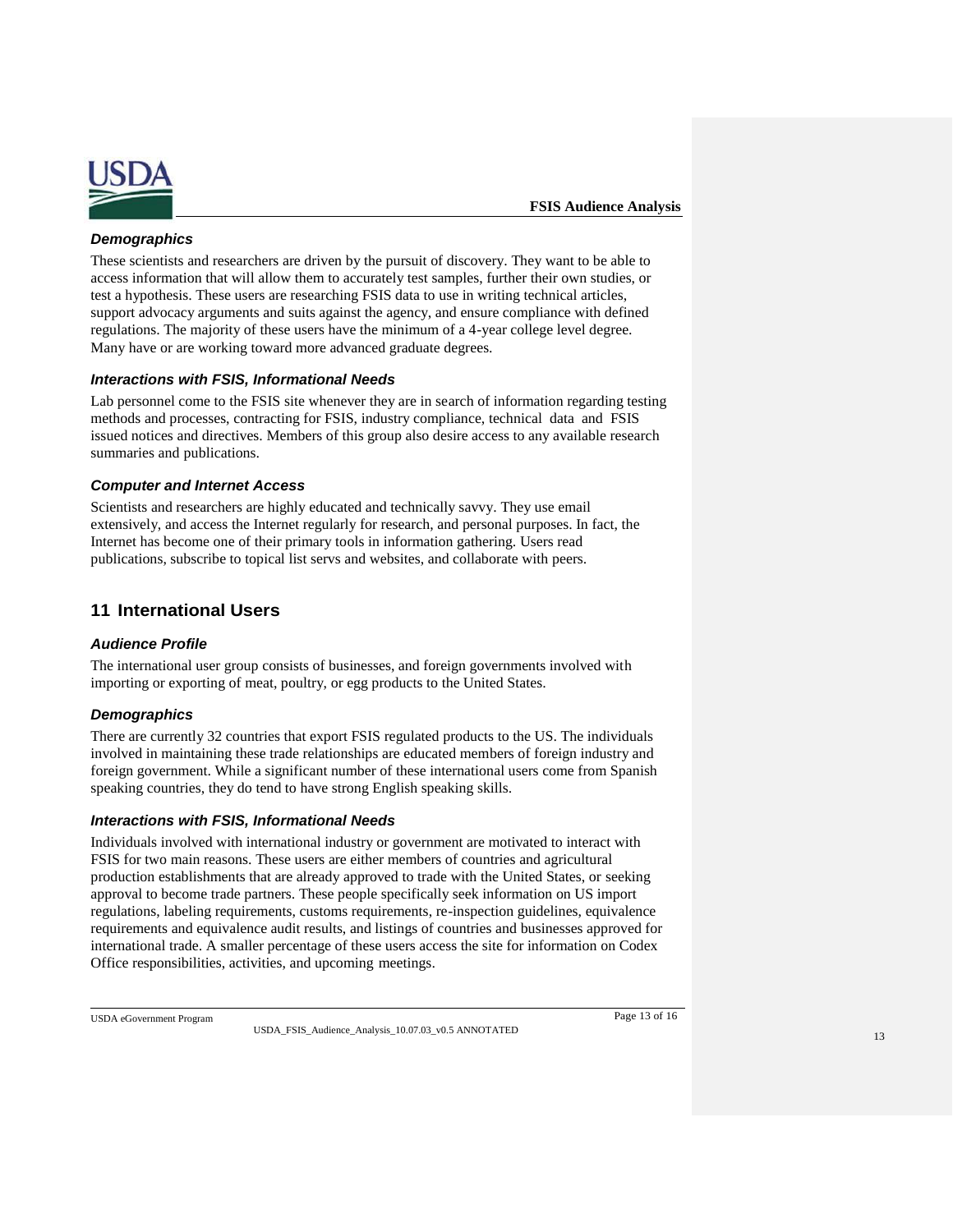### *Demographics*

These scientists and researchers are driven by the pursuit of discovery. They want to be able to access information that will allow them to accurately test samples, further their own studies, or test a hypothesis. These users are researching FSIS data to use in writing technical articles, support advocacy arguments and suits against the agency, and ensure compliance with defined regulations. The majority of these users have the minimum of a 4-year college level degree. Many have or are working toward more advanced graduate degrees.

### *Interactions with FSIS, Informational Needs*

Lab personnel come to the FSIS site whenever they are in search of information regarding testing methods and processes, contracting for FSIS, industry compliance, technical data and FSIS issued notices and directives. Members of this group also desire access to any available research summaries and publications.

### *Computer and Internet Access*

Scientists and researchers are highly educated and technically savvy. They use email extensively, and access the Internet regularly for research, and personal purposes. In fact, the Internet has become one of their primary tools in information gathering. Users read publications, subscribe to topical list servs and websites, and collaborate with peers.

## 11 International Users

### *Audience Profile*

The international user group consists of businesses, and foreign governments involved with importing or exporting of meat, poultry, or egg products to the United States.

### *Demographics*

There are currently 32 countries that export FSIS regulated products to the US. The individuals involved in maintaining these trade relationships are educated members of foreign industry and foreign government. While a significant number of these international users come from Spanish speaking countries, they do tend to have strong English speaking skills.

### *Interactions with FSIS, Informational Needs*

Individuals involved with international industry or government are motivated to interact with FSIS for two main reasons. These users are either members of countries and agricultural production establishments that are already approved to trade with the United States, or seeking approval to become trade partners. These people specifically seek information on US import regulations, labeling requirements, customs requirements, re-inspection guidelines, equivalence requirements and equivalence audit results, and listings of countries and businesses approved for international trade. A smaller percentage of these users access the site for information on Codex Office responsibilities, activities, and upcoming meetings.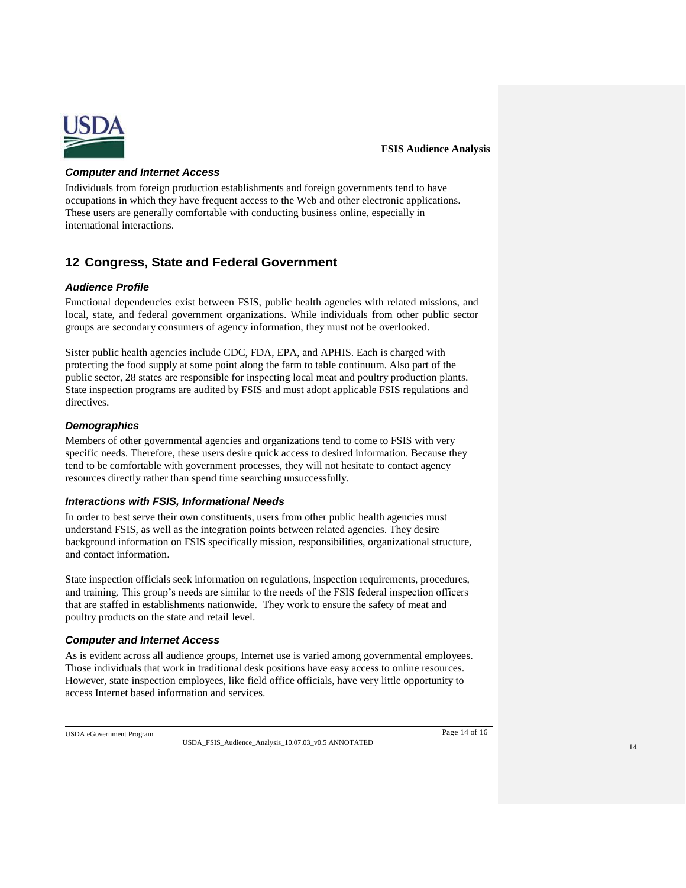### *Computer and Internet Access*

Individuals from foreign production establishments and foreign governments tend to have occupations in which they have frequent access to the Web and other electronic applications. These users are generally comfortable with conducting business online, especially in international interactions.

## 12 Congress, State and Federal Government

### *Audience Profile*

Functional dependencies exist between FSIS, public health agencies with related missions, and local, state, and federal government organizations. While individuals from other public sector groups are secondary consumers of agency information, they must not be overlooked.

Sister public health agencies include CDC, FDA, EPA, and APHIS. Each is charged with protecting the food supply at some point along the farm to table continuum. Also part of the public sector, 28 states are responsible for inspecting local meat and poultry production plants. State inspection programs are audited by FSIS and must adopt applicable FSIS regulations and directives.

### *Demographics*

Members of other governmental agencies and organizations tend to come to FSIS with very specific needs. Therefore, these users desire quick access to desired information. Because they tend to be comfortable with government processes, they will not hesitate to contact agency resources directly rather than spend time searching unsuccessfully.

### *Interactions with FSIS, Informational Needs*

In order to best serve their own constituents, users from other public health agencies must understand FSIS, as well as the integration points between related agencies. They desire background information on FSIS specifically mission, responsibilities, organizational structure, and contact information.

State inspection officials seek information on regulations, inspection requirements, procedures, and training. This group's needs are similar to the needs of the FSIS federal inspection officers that are staffed in establishments nationwide. They work to ensure the safety of meat and poultry products on the state and retail level.

### *Computer and Internet Access*

As is evident across all audience groups, Internet use is varied among governmental employees. Those individuals that work in traditional desk positions have easy access to online resources. However, state inspection employees, like field office officials, have very little opportunity to access Internet based information and services.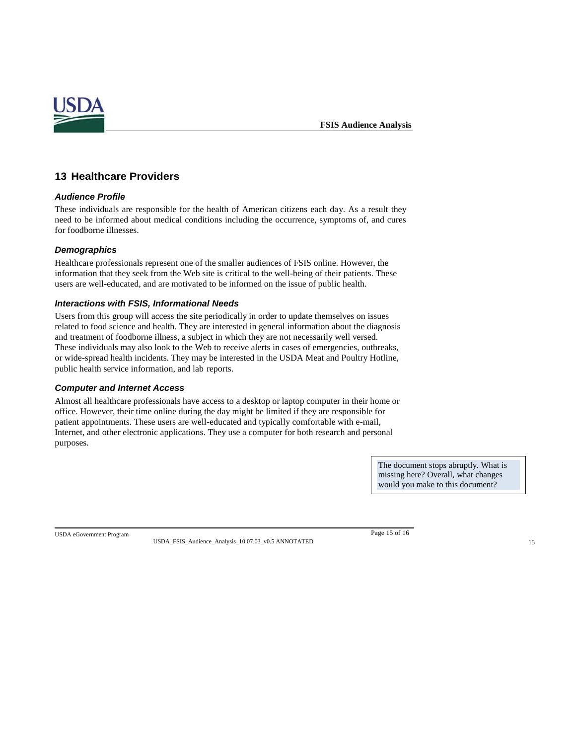## 13 Healthcare Providers

### *Audience Profile*

These individuals are responsible for the health of American citizens each day. As a result they need to be informed about medical conditions including the occurrence, symptoms of, and cures for foodborne illnesses.

### *Demographics*

Healthcare professionals represent one of the smaller audiences of FSIS online. However, the information that they seek from the Web site is critical to the well-being of their patients. These users are well-educated, and are motivated to be informed on the issue of public health.

### *Interactions with FSIS, Informational Needs*

Users from this group will access the site periodically in order to update themselves on issues related to food science and health. They are interested in general information about the diagnosis and treatment of foodborne illness, a subject in which they are not necessarily well versed. These individuals may also look to the Web to receive alerts in cases of emergencies, outbreaks, or wide-spread health incidents. They may be interested in the USDA Meat and Poultry Hotline, public health service information, and lab reports.

### *Computer and Internet Access*

Almost all healthcare professionals have access to a desktop or laptop computer in their home or office. However, their time online during the day might be limited if they are responsible for patient appointments. These users are well-educated and typically comfortable with e-mail, Internet, and other electronic applications. They use a computer for both research and personal purposes.

> The document stops abruptly. What is missing here? Overall, what changes would you make to this document?

USDA eGovernment Program

USDA_FSIS_Audience_Analysis_10.07.03_v0.5 ANNOTATED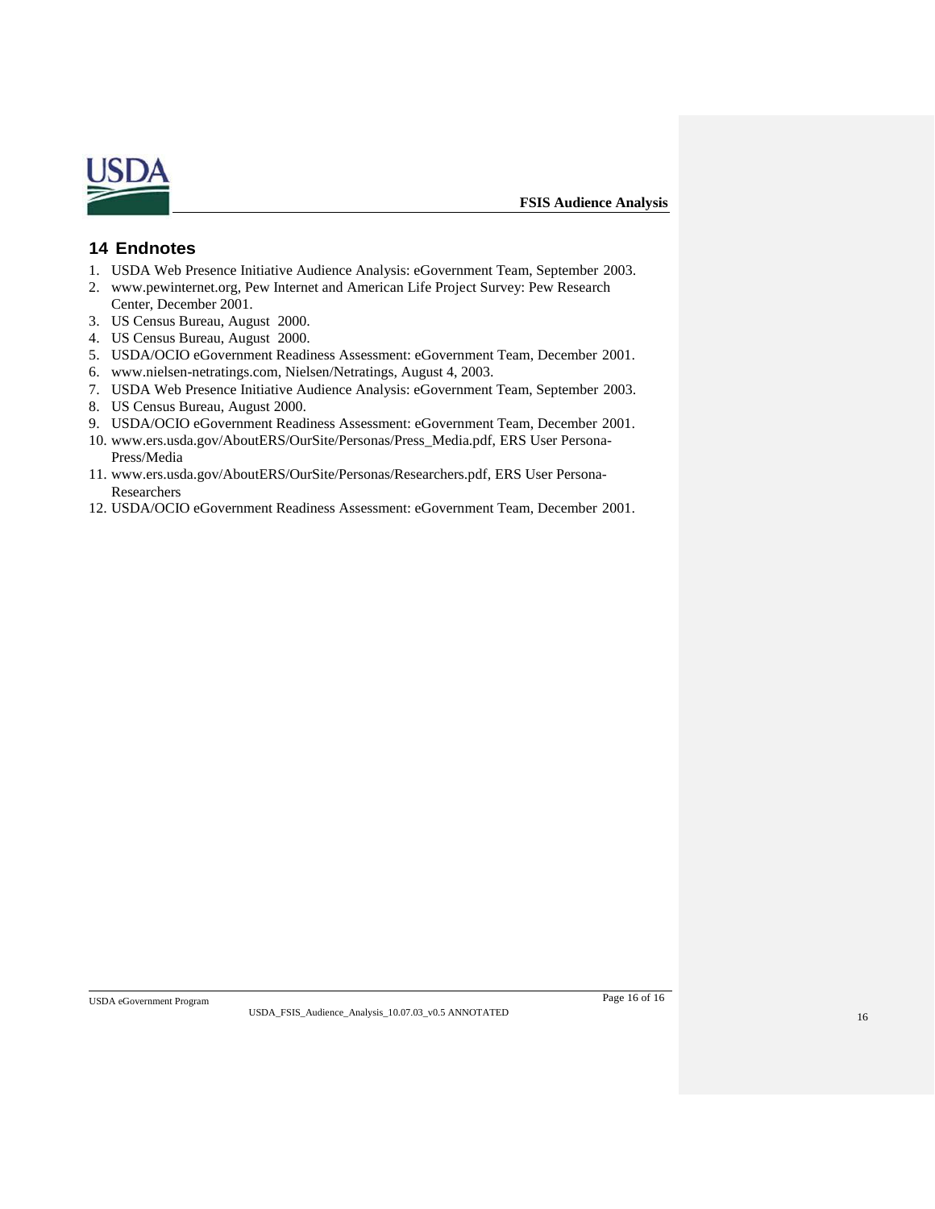## 14 Endnotes

1. USDA Web Presence Initiative Audience Analysis: eGovernment Team, September 2003.
2. www.pewinternet.org, Pew Internet and American Life Project Survey: Pew Research Center, December 2001.
3. US Census Bureau, August 2000.
4. US Census Bureau, August 2000.
5. USDA/OCIO eGovernment Readiness Assessment: eGovernment Team, December 2001.
6. www.nielsen-netratings.com, Nielsen/Netratings, August 4, 2003.
7. USDA Web Presence Initiative Audience Analysis: eGovernment Team, September 2003.
8. US Census Bureau, August 2000.
9. USDA/OCIO eGovernment Readiness Assessment: eGovernment Team, December 2001.
10. www.ers.usda.gov/AboutERS/OurSite/Personas/Press_Media.pdf, ERS User Persona-Press/Media
11. www.ers.usda.gov/AboutERS/OurSite/Personas/Researchers.pdf, ERS User Persona-Researchers
12. USDA/OCIO eGovernment Readiness Assessment: eGovernment Team, December 2001.